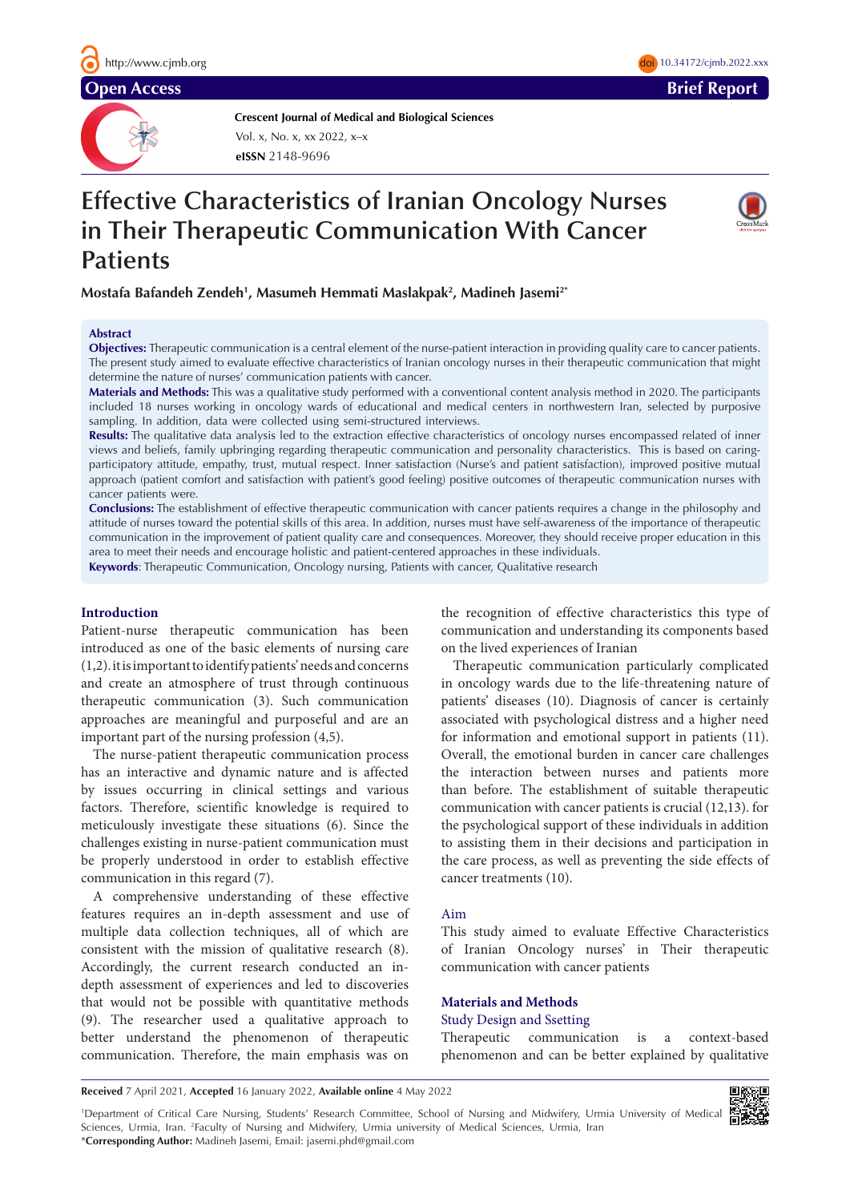Open Access

Brief Report

**Crescent Journal of Medical and Biological Sciences**
Vol. x, No. x, xx 2022, x–x
**eISSN** 2148-9696

# Effective Characteristics of Iranian Oncology Nurses in Their Therapeutic Communication With Cancer Patients

**Mostafa Bafandeh Zendeh[1], Masumeh Hemmati Maslakpak[2], Madineh Jasemi[2*]**

## Abstract

**Objectives:** Therapeutic communication is a central element of the nurse-patient interaction in providing quality care to cancer patients. The present study aimed to evaluate effective characteristics of Iranian oncology nurses in their therapeutic communication that might determine the nature of nurses' communication patients with cancer.

**Materials and Methods:** This was a qualitative study performed with a conventional content analysis method in 2020. The participants included 18 nurses working in oncology wards of educational and medical centers in northwestern Iran, selected by purposive sampling. In addition, data were collected using semi-structured interviews.

**Results:** The qualitative data analysis led to the extraction effective characteristics of oncology nurses encompassed related of inner views and beliefs, family upbringing regarding therapeutic communication and personality characteristics. This is based on caring-participatory attitude, empathy, trust, mutual respect. Inner satisfaction (Nurse's and patient satisfaction), improved positive mutual approach (patient comfort and satisfaction with patient's good feeling) positive outcomes of therapeutic communication nurses with cancer patients were.

**Conclusions:** The establishment of effective therapeutic communication with cancer patients requires a change in the philosophy and attitude of nurses toward the potential skills of this area. In addition, nurses must have self-awareness of the importance of therapeutic communication in the improvement of patient quality care and consequences. Moreover, they should receive proper education in this area to meet their needs and encourage holistic and patient-centered approaches in these individuals.

**Keywords**: Therapeutic Communication, Oncology nursing, Patients with cancer, Qualitative research

## Introduction

Patient-nurse therapeutic communication has been introduced as one of the basic elements of nursing care (1,2). it is important to identify patients' needs and concerns and create an atmosphere of trust through continuous therapeutic communication (3). Such communication approaches are meaningful and purposeful and are an important part of the nursing profession (4,5).

The nurse-patient therapeutic communication process has an interactive and dynamic nature and is affected by issues occurring in clinical settings and various factors. Therefore, scientific knowledge is required to meticulously investigate these situations (6). Since the challenges existing in nurse-patient communication must be properly understood in order to establish effective communication in this regard (7).

A comprehensive understanding of these effective features requires an in-depth assessment and use of multiple data collection techniques, all of which are consistent with the mission of qualitative research (8). Accordingly, the current research conducted an in-depth assessment of experiences and led to discoveries that would not be possible with quantitative methods (9). The researcher used a qualitative approach to better understand the phenomenon of therapeutic communication. Therefore, the main emphasis was on the recognition of effective characteristics this type of communication and understanding its components based on the lived experiences of Iranian

Therapeutic communication particularly complicated in oncology wards due to the life-threatening nature of patients' diseases (10). Diagnosis of cancer is certainly associated with psychological distress and a higher need for information and emotional support in patients (11). Overall, the emotional burden in cancer care challenges the interaction between nurses and patients more than before. The establishment of suitable therapeutic communication with cancer patients is crucial (12,13). for the psychological support of these individuals in addition to assisting them in their decisions and participation in the care process, as well as preventing the side effects of cancer treatments (10).

### Aim

This study aimed to evaluate Effective Characteristics of Iranian Oncology nurses' in Their therapeutic communication with cancer patients

## Materials and Methods

### Study Design and Ssetting

Therapeutic communication is a context-based phenomenon and can be better explained by qualitative

**Received** 7 April 2021, **Accepted** 16 January 2022, **Available online** 4 May 2022

[1]Department of Critical Care Nursing, Students' Research Committee, School of Nursing and Midwifery, Urmia University of Medical Sciences, Urmia, Iran. [2]Faculty of Nursing and Midwifery, Urmia university of Medical Sciences, Urmia, Iran
\***Corresponding Author:** Madineh Jasemi, Email: jasemi.phd@gmail.com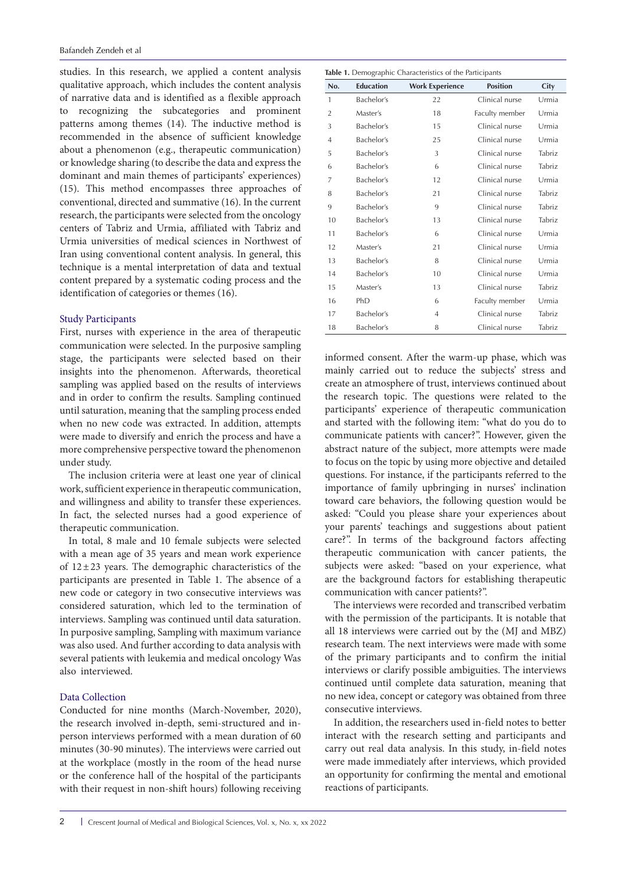studies. In this research, we applied a content analysis qualitative approach, which includes the content analysis of narrative data and is identified as a flexible approach to recognizing the subcategories and prominent patterns among themes (14). The inductive method is recommended in the absence of sufficient knowledge about a phenomenon (e.g., therapeutic communication) or knowledge sharing (to describe the data and express the dominant and main themes of participants' experiences) (15). This method encompasses three approaches of conventional, directed and summative (16). In the current research, the participants were selected from the oncology centers of Tabriz and Urmia, affiliated with Tabriz and Urmia universities of medical sciences in Northwest of Iran using conventional content analysis. In general, this technique is a mental interpretation of data and textual content prepared by a systematic coding process and the identification of categories or themes (16).

### Study Participants

First, nurses with experience in the area of therapeutic communication were selected. In the purposive sampling stage, the participants were selected based on their insights into the phenomenon. Afterwards, theoretical sampling was applied based on the results of interviews and in order to confirm the results. Sampling continued until saturation, meaning that the sampling process ended when no new code was extracted. In addition, attempts were made to diversify and enrich the process and have a more comprehensive perspective toward the phenomenon under study.

The inclusion criteria were at least one year of clinical work, sufficient experience in therapeutic communication, and willingness and ability to transfer these experiences. In fact, the selected nurses had a good experience of therapeutic communication.

In total, 8 male and 10 female subjects were selected with a mean age of 35 years and mean work experience of $12 \pm 23$ years. The demographic characteristics of the participants are presented in Table 1. The absence of a new code or category in two consecutive interviews was considered saturation, which led to the termination of interviews. Sampling was continued until data saturation. In purposive sampling, Sampling with maximum variance was also used. And further according to data analysis with several patients with leukemia and medical oncology Was also interviewed.

**Table 1.** Demographic Characteristics of the Participants

| No. | Education | Work Experience | Position | City |
|---|---|---|---|---|
| 1 | Bachelor's | 22 | Clinical nurse | Urmia |
| 2 | Master's | 18 | Faculty member | Urmia |
| 3 | Bachelor's | 15 | Clinical nurse | Urmia |
| 4 | Bachelor's | 25 | Clinical nurse | Urmia |
| 5 | Bachelor's | 3 | Clinical nurse | Tabriz |
| 6 | Bachelor's | 6 | Clinical nurse | Tabriz |
| 7 | Bachelor's | 12 | Clinical nurse | Urmia |
| 8 | Bachelor's | 21 | Clinical nurse | Tabriz |
| 9 | Bachelor's | 9 | Clinical nurse | Tabriz |
| 10 | Bachelor's | 13 | Clinical nurse | Tabriz |
| 11 | Bachelor's | 6 | Clinical nurse | Urmia |
| 12 | Master's | 21 | Clinical nurse | Urmia |
| 13 | Bachelor's | 8 | Clinical nurse | Urmia |
| 14 | Bachelor's | 10 | Clinical nurse | Urmia |
| 15 | Master's | 13 | Clinical nurse | Tabriz |
| 16 | PhD | 6 | Faculty member | Urmia |
| 17 | Bachelor's | 4 | Clinical nurse | Tabriz |
| 18 | Bachelor's | 8 | Clinical nurse | Tabriz |

### Data Collection

Conducted for nine months (March-November, 2020), the research involved in-depth, semi-structured and in-person interviews performed with a mean duration of 60 minutes (30-90 minutes). The interviews were carried out at the workplace (mostly in the room of the head nurse or the conference hall of the hospital of the participants with their request in non-shift hours) following receiving informed consent. After the warm-up phase, which was mainly carried out to reduce the subjects' stress and create an atmosphere of trust, interviews continued about the research topic. The questions were related to the participants' experience of therapeutic communication and started with the following item: "what do you do to communicate patients with cancer?". However, given the abstract nature of the subject, more attempts were made to focus on the topic by using more objective and detailed questions. For instance, if the participants referred to the importance of family upbringing in nurses' inclination toward care behaviors, the following question would be asked: "Could you please share your experiences about your parents' teachings and suggestions about patient care?". In terms of the background factors affecting therapeutic communication with cancer patients, the subjects were asked: "based on your experience, what are the background factors for establishing therapeutic communication with cancer patients?".

The interviews were recorded and transcribed verbatim with the permission of the participants. It is notable that all 18 interviews were carried out by the (MJ and MBZ) research team. The next interviews were made with some of the primary participants and to confirm the initial interviews or clarify possible ambiguities. The interviews continued until complete data saturation, meaning that no new idea, concept or category was obtained from three consecutive interviews.

In addition, the researchers used in-field notes to better interact with the research setting and participants and carry out real data analysis. In this study, in-field notes were made immediately after interviews, which provided an opportunity for confirming the mental and emotional reactions of participants.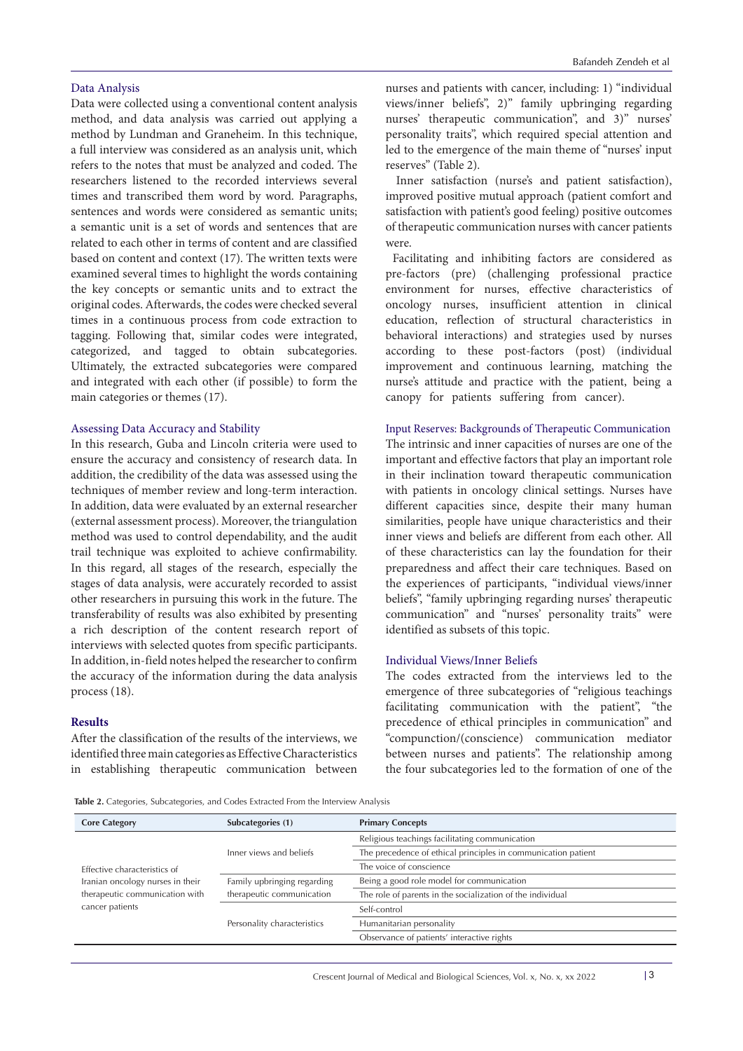### Data Analysis

Data were collected using a conventional content analysis method, and data analysis was carried out applying a method by Lundman and Graneheim. In this technique, a full interview was considered as an analysis unit, which refers to the notes that must be analyzed and coded. The researchers listened to the recorded interviews several times and transcribed them word by word. Paragraphs, sentences and words were considered as semantic units; a semantic unit is a set of words and sentences that are related to each other in terms of content and are classified based on content and context (17). The written texts were examined several times to highlight the words containing the key concepts or semantic units and to extract the original codes. Afterwards, the codes were checked several times in a continuous process from code extraction to tagging. Following that, similar codes were integrated, categorized, and tagged to obtain subcategories. Ultimately, the extracted subcategories were compared and integrated with each other (if possible) to form the main categories or themes (17).

### Assessing Data Accuracy and Stability

In this research, Guba and Lincoln criteria were used to ensure the accuracy and consistency of research data. In addition, the credibility of the data was assessed using the techniques of member review and long-term interaction. In addition, data were evaluated by an external researcher (external assessment process). Moreover, the triangulation method was used to control dependability, and the audit trail technique was exploited to achieve confirmability. In this regard, all stages of the research, especially the stages of data analysis, were accurately recorded to assist other researchers in pursuing this work in the future. The transferability of results was also exhibited by presenting a rich description of the content research report of interviews with selected quotes from specific participants. In addition, in-field notes helped the researcher to confirm the accuracy of the information during the data analysis process (18).

## Results

After the classification of the results of the interviews, we identified three main categories as Effective Characteristics in establishing therapeutic communication between nurses and patients with cancer, including: 1) "individual views/inner beliefs", 2)" family upbringing regarding nurses' therapeutic communication", and 3)" nurses' personality traits", which required special attention and led to the emergence of the main theme of "nurses' input reserves" (Table 2).

Inner satisfaction (nurse's and patient satisfaction), improved positive mutual approach (patient comfort and satisfaction with patient's good feeling) positive outcomes of therapeutic communication nurses with cancer patients were.

Facilitating and inhibiting factors are considered as pre-factors (pre) (challenging professional practice environment for nurses, effective characteristics of oncology nurses, insufficient attention in clinical education, reflection of structural characteristics in behavioral interactions) and strategies used by nurses according to these post-factors (post) (individual improvement and continuous learning, matching the nurse's attitude and practice with the patient, being a canopy for patients suffering from cancer).

### Input Reserves: Backgrounds of Therapeutic Communication

The intrinsic and inner capacities of nurses are one of the important and effective factors that play an important role in their inclination toward therapeutic communication with patients in oncology clinical settings. Nurses have different capacities since, despite their many human similarities, people have unique characteristics and their inner views and beliefs are different from each other. All of these characteristics can lay the foundation for their preparedness and affect their care techniques. Based on the experiences of participants, "individual views/inner beliefs", "family upbringing regarding nurses' therapeutic communication" and "nurses' personality traits" were identified as subsets of this topic.

### Individual Views/Inner Beliefs

The codes extracted from the interviews led to the emergence of three subcategories of "religious teachings facilitating communication with the patient", "the precedence of ethical principles in communication" and "compunction/(conscience) communication mediator between nurses and patients". The relationship among the four subcategories led to the formation of one of the

**Table 2.** Categories, Subcategories, and Codes Extracted From the Interview Analysis

| Core Category | Subcategories (1) | Primary Concepts |
|---|---|---|
| Effective characteristics of Iranian oncology nurses in their therapeutic communication with cancer patients | Inner views and beliefs | Religious teachings facilitating communication |
| | | The precedence of ethical principles in communication patient |
| | | The voice of conscience |
| | Family upbringing regarding therapeutic communication | Being a good role model for communication |
| | | The role of parents in the socialization of the individual |
| | Personality characteristics | Self-control |
| | | Humanitarian personality |
| | | Observance of patients' interactive rights |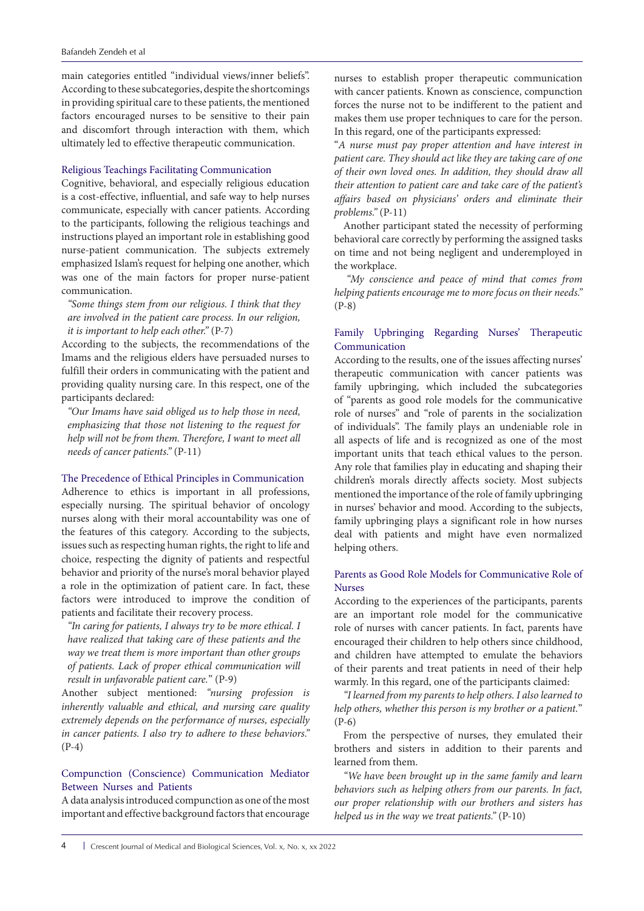main categories entitled "individual views/inner beliefs". According to these subcategories, despite the shortcomings in providing spiritual care to these patients, the mentioned factors encouraged nurses to be sensitive to their pain and discomfort through interaction with them, which ultimately led to effective therapeutic communication.

### Religious Teachings Facilitating Communication

Cognitive, behavioral, and especially religious education is a cost-effective, influential, and safe way to help nurses communicate, especially with cancer patients. According to the participants, following the religious teachings and instructions played an important role in establishing good nurse-patient communication. The subjects extremely emphasized Islam's request for helping one another, which was one of the main factors for proper nurse-patient communication.

*"Some things stem from our religious. I think that they are involved in the patient care process. In our religion, it is important to help each other."* (P-7)

According to the subjects, the recommendations of the Imams and the religious elders have persuaded nurses to fulfill their orders in communicating with the patient and providing quality nursing care. In this respect, one of the participants declared:

*"Our Imams have said obliged us to help those in need, emphasizing that those not listening to the request for help will not be from them. Therefore, I want to meet all needs of cancer patients."* (P-11)

### The Precedence of Ethical Principles in Communication

Adherence to ethics is important in all professions, especially nursing. The spiritual behavior of oncology nurses along with their moral accountability was one of the features of this category. According to the subjects, issues such as respecting human rights, the right to life and choice, respecting the dignity of patients and respectful behavior and priority of the nurse's moral behavior played a role in the optimization of patient care. In fact, these factors were introduced to improve the condition of patients and facilitate their recovery process.

*"In caring for patients, I always try to be more ethical. I have realized that taking care of these patients and the way we treat them is more important than other groups of patients. Lack of proper ethical communication will result in unfavorable patient care."* (P-9)

Another subject mentioned: *"nursing profession is inherently valuable and ethical, and nursing care quality extremely depends on the performance of nurses, especially in cancer patients. I also try to adhere to these behaviors."* (P-4)

### Compunction (Conscience) Communication Mediator Between Nurses and Patients

A data analysis introduced compunction as one of the most important and effective background factors that encourage nurses to establish proper therapeutic communication with cancer patients. Known as conscience, compunction forces the nurse not to be indifferent to the patient and makes them use proper techniques to care for the person. In this regard, one of the participants expressed:

"*A nurse must pay proper attention and have interest in patient care. They should act like they are taking care of one of their own loved ones. In addition, they should draw all their attention to patient care and take care of the patient's affairs based on physicians' orders and eliminate their problems."* (P-11)

Another participant stated the necessity of performing behavioral care correctly by performing the assigned tasks on time and not being negligent and underemployed in the workplace.

*"My conscience and peace of mind that comes from helping patients encourage me to more focus on their needs."* (P-8)

### Family Upbringing Regarding Nurses' Therapeutic Communication

According to the results, one of the issues affecting nurses' therapeutic communication with cancer patients was family upbringing, which included the subcategories of "parents as good role models for the communicative role of nurses" and "role of parents in the socialization of individuals". The family plays an undeniable role in all aspects of life and is recognized as one of the most important units that teach ethical values to the person. Any role that families play in educating and shaping their children's morals directly affects society. Most subjects mentioned the importance of the role of family upbringing in nurses' behavior and mood. According to the subjects, family upbringing plays a significant role in how nurses deal with patients and might have even normalized helping others.

### Parents as Good Role Models for Communicative Role of Nurses

According to the experiences of the participants, parents are an important role model for the communicative role of nurses with cancer patients. In fact, parents have encouraged their children to help others since childhood, and children have attempted to emulate the behaviors of their parents and treat patients in need of their help warmly. In this regard, one of the participants claimed:

*"I learned from my parents to help others. I also learned to help others, whether this person is my brother or a patient."* (P-6)

From the perspective of nurses, they emulated their brothers and sisters in addition to their parents and learned from them.

*"We have been brought up in the same family and learn behaviors such as helping others from our parents. In fact, our proper relationship with our brothers and sisters has helped us in the way we treat patients."* (P-10)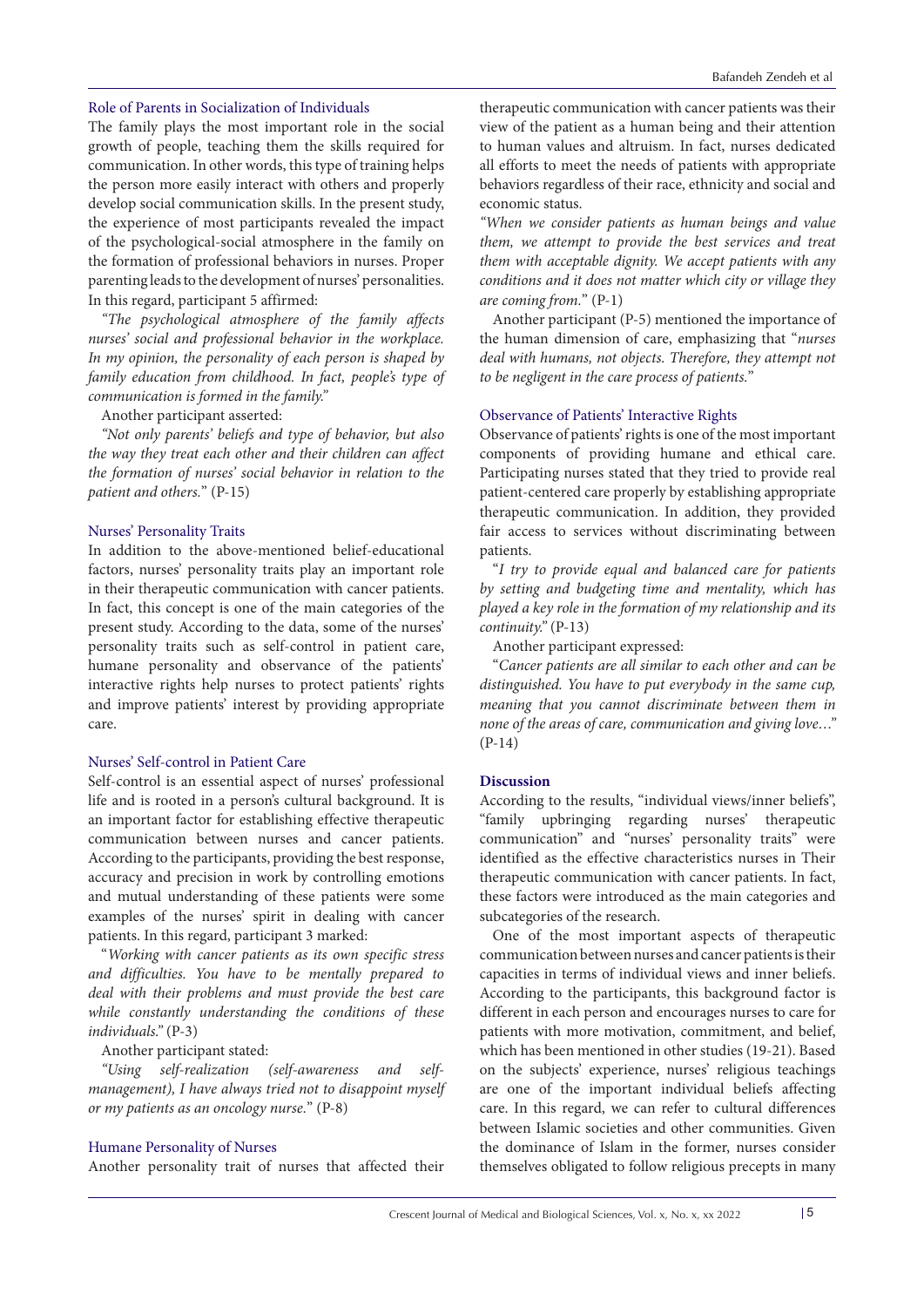### Role of Parents in Socialization of Individuals

The family plays the most important role in the social growth of people, teaching them the skills required for communication. In other words, this type of training helps the person more easily interact with others and properly develop social communication skills. In the present study, the experience of most participants revealed the impact of the psychological-social atmosphere in the family on the formation of professional behaviors in nurses. Proper parenting leads to the development of nurses' personalities. In this regard, participant 5 affirmed:

*"The psychological atmosphere of the family affects nurses' social and professional behavior in the workplace. In my opinion, the personality of each person is shaped by family education from childhood. In fact, people's type of communication is formed in the family."*

Another participant asserted:

*"Not only parents' beliefs and type of behavior, but also the way they treat each other and their children can affect the formation of nurses' social behavior in relation to the patient and others."* (P-15)

### Nurses' Personality Traits

In addition to the above-mentioned belief-educational factors, nurses' personality traits play an important role in their therapeutic communication with cancer patients. In fact, this concept is one of the main categories of the present study. According to the data, some of the nurses' personality traits such as self-control in patient care, humane personality and observance of the patients' interactive rights help nurses to protect patients' rights and improve patients' interest by providing appropriate care.

### Nurses' Self-control in Patient Care

Self-control is an essential aspect of nurses' professional life and is rooted in a person's cultural background. It is an important factor for establishing effective therapeutic communication between nurses and cancer patients. According to the participants, providing the best response, accuracy and precision in work by controlling emotions and mutual understanding of these patients were some examples of the nurses' spirit in dealing with cancer patients. In this regard, participant 3 marked:

"*Working with cancer patients as its own specific stress and difficulties. You have to be mentally prepared to deal with their problems and must provide the best care while constantly understanding the conditions of these individuals.*" (P-3)

Another participant stated:

*"Using self-realization (self-awareness and self-management), I have always tried not to disappoint myself or my patients as an oncology nurse."* (P-8)

### Humane Personality of Nurses

Another personality trait of nurses that affected their therapeutic communication with cancer patients was their view of the patient as a human being and their attention to human values and altruism. In fact, nurses dedicated all efforts to meet the needs of patients with appropriate behaviors regardless of their race, ethnicity and social and economic status.

*"When we consider patients as human beings and value them, we attempt to provide the best services and treat them with acceptable dignity. We accept patients with any conditions and it does not matter which city or village they are coming from."* (P-1)

Another participant (P-5) mentioned the importance of the human dimension of care, emphasizing that "*nurses deal with humans, not objects. Therefore, they attempt not to be negligent in the care process of patients.*"

### Observance of Patients' Interactive Rights

Observance of patients' rights is one of the most important components of providing humane and ethical care. Participating nurses stated that they tried to provide real patient-centered care properly by establishing appropriate therapeutic communication. In addition, they provided fair access to services without discriminating between patients.

"*I try to provide equal and balanced care for patients by setting and budgeting time and mentality, which has played a key role in the formation of my relationship and its continuity.*" (P-13)

Another participant expressed:

"*Cancer patients are all similar to each other and can be distinguished. You have to put everybody in the same cup, meaning that you cannot discriminate between them in none of the areas of care, communication and giving love…*" (P-14)

## Discussion

According to the results, "individual views/inner beliefs", "family upbringing regarding nurses' therapeutic communication" and "nurses' personality traits" were identified as the effective characteristics nurses in Their therapeutic communication with cancer patients. In fact, these factors were introduced as the main categories and subcategories of the research.

One of the most important aspects of therapeutic communication between nurses and cancer patients is their capacities in terms of individual views and inner beliefs. According to the participants, this background factor is different in each person and encourages nurses to care for patients with more motivation, commitment, and belief, which has been mentioned in other studies (19-21). Based on the subjects' experience, nurses' religious teachings are one of the important individual beliefs affecting care. In this regard, we can refer to cultural differences between Islamic societies and other communities. Given the dominance of Islam in the former, nurses consider themselves obligated to follow religious precepts in many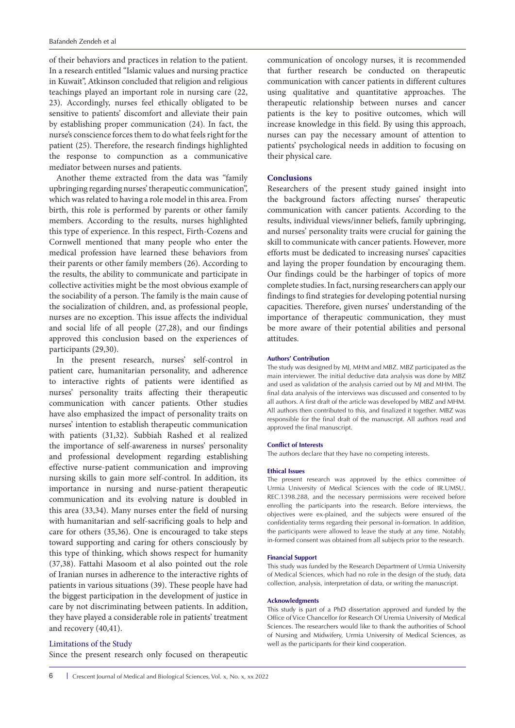of their behaviors and practices in relation to the patient. In a research entitled "Islamic values and nursing practice in Kuwait", Atkinson concluded that religion and religious teachings played an important role in nursing care (22, 23). Accordingly, nurses feel ethically obligated to be sensitive to patients' discomfort and alleviate their pain by establishing proper communication (24). In fact, the nurse's conscience forces them to do what feels right for the patient (25). Therefore, the research findings highlighted the response to compunction as a communicative mediator between nurses and patients.

Another theme extracted from the data was "family upbringing regarding nurses' therapeutic communication", which was related to having a role model in this area. From birth, this role is performed by parents or other family members. According to the results, nurses highlighted this type of experience. In this respect, Firth-Cozens and Cornwell mentioned that many people who enter the medical profession have learned these behaviors from their parents or other family members (26). According to the results, the ability to communicate and participate in collective activities might be the most obvious example of the sociability of a person. The family is the main cause of the socialization of children, and, as professional people, nurses are no exception. This issue affects the individual and social life of all people (27,28), and our findings approved this conclusion based on the experiences of participants (29,30).

In the present research, nurses' self-control in patient care, humanitarian personality, and adherence to interactive rights of patients were identified as nurses' personality traits affecting their therapeutic communication with cancer patients. Other studies have also emphasized the impact of personality traits on nurses' intention to establish therapeutic communication with patients (31,32). Subbiah Rashed et al realized the importance of self-awareness in nurses' personality and professional development regarding establishing effective nurse-patient communication and improving nursing skills to gain more self-control. In addition, its importance in nursing and nurse-patient therapeutic communication and its evolving nature is doubled in this area (33,34). Many nurses enter the field of nursing with humanitarian and self-sacrificing goals to help and care for others (35,36). One is encouraged to take steps toward supporting and caring for others consciously by this type of thinking, which shows respect for humanity (37,38). Fattahi Masoom et al also pointed out the role of Iranian nurses in adherence to the interactive rights of patients in various situations (39). These people have had the biggest participation in the development of justice in care by not discriminating between patients. In addition, they have played a considerable role in patients' treatment and recovery (40,41).

## Limitations of the Study

Since the present research only focused on therapeutic communication of oncology nurses, it is recommended that further research be conducted on therapeutic communication with cancer patients in different cultures using qualitative and quantitative approaches. The therapeutic relationship between nurses and cancer patients is the key to positive outcomes, which will increase knowledge in this field. By using this approach, nurses can pay the necessary amount of attention to patients' psychological needs in addition to focusing on their physical care.

## Conclusions

Researchers of the present study gained insight into the background factors affecting nurses' therapeutic communication with cancer patients. According to the results, individual views/inner beliefs, family upbringing, and nurses' personality traits were crucial for gaining the skill to communicate with cancer patients. However, more efforts must be dedicated to increasing nurses' capacities and laying the proper foundation by encouraging them. Our findings could be the harbinger of topics of more complete studies. In fact, nursing researchers can apply our findings to find strategies for developing potential nursing capacities. Therefore, given nurses' understanding of the importance of therapeutic communication, they must be more aware of their potential abilities and personal attitudes.

#### Authors' Contribution

The study was designed by MJ, MHM and MBZ. MBZ participated as the main interviewer. The initial deductive data analysis was done by MBZ and used as validation of the analysis carried out by MJ and MHM. The final data analysis of the interviews was discussed and consented to by all authors. A first draft of the article was developed by MBZ and MHM. All authors then contributed to this, and finalized it together. MBZ was responsible for the final draft of the manuscript. All authors read and approved the final manuscript.

#### Conflict of Interests

The authors declare that they have no competing interests.

#### Ethical Issues

The present research was approved by the ethics committee of Urmia University of Medical Sciences with the code of IR.UMSU.REC.1398.288, and the necessary permissions were received before enrolling the participants into the research. Before interviews, the objectives were ex-plained, and the subjects were ensured of the confidentiality terms regarding their personal in-formation. In addition, the participants were allowed to leave the study at any time. Notably, in-formed consent was obtained from all subjects prior to the research.

#### Financial Support

This study was funded by the Research Department of Urmia University of Medical Sciences, which had no role in the design of the study, data collection, analysis, interpretation of data, or writing the manuscript.

#### Acknowledgments

This study is part of a PhD dissertation approved and funded by the Office of Vice Chancellor for Research Of Uremia University of Medical Sciences. The researchers would like to thank the authorities of School of Nursing and Midwifery, Urmia University of Medical Sciences, as well as the participants for their kind cooperation.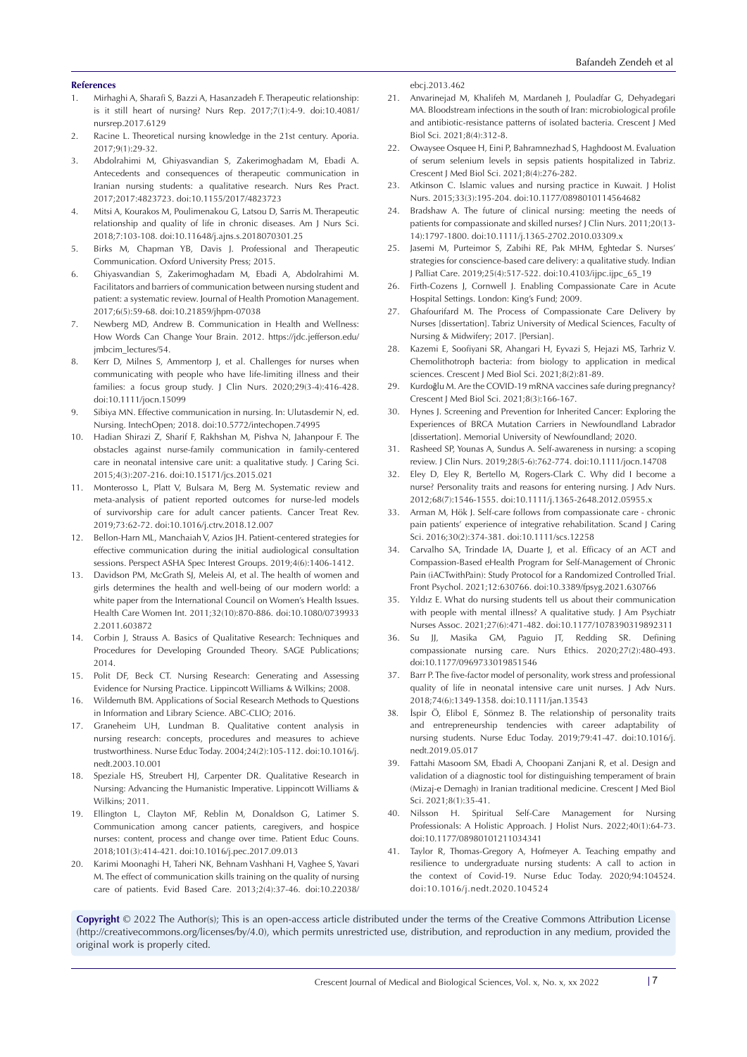### References

1. Mirhaghi A, Sharafi S, Bazzi A, Hasanzadeh F. Therapeutic relationship: is it still heart of nursing? Nurs Rep. 2017;7(1):4-9. doi:10.4081/nursrep.2017.6129
2. Racine L. Theoretical nursing knowledge in the 21st century. Aporia. 2017;9(1):29-32.
3. Abdolrahimi M, Ghiyasvandian S, Zakerimoghadam M, Ebadi A. Antecedents and consequences of therapeutic communication in Iranian nursing students: a qualitative research. Nurs Res Pract. 2017;2017:4823723. doi:10.1155/2017/4823723
4. Mitsi A, Kourakos M, Poulimenakou G, Latsou D, Sarris M. Therapeutic relationship and quality of life in chronic diseases. Am J Nurs Sci. 2018;7:103-108. doi:10.11648/j.ajns.s.2018070301.25
5. Birks M, Chapman YB, Davis J. Professional and Therapeutic Communication. Oxford University Press; 2015.
6. Ghiyasvandian S, Zakerimoghadam M, Ebadi A, Abdolrahimi M. Facilitators and barriers of communication between nursing student and patient: a systematic review. Journal of Health Promotion Management. 2017;6(5):59-68. doi:10.21859/jhpm-07038
7. Newberg MD, Andrew B. Communication in Health and Wellness: How Words Can Change Your Brain. 2012. https://jdc.jefferson.edu/jmbcim_lectures/54.
8. Kerr D, Milnes S, Ammentorp J, et al. Challenges for nurses when communicating with people who have life-limiting illness and their families: a focus group study. J Clin Nurs. 2020;29(3-4):416-428. doi:10.1111/jocn.15099
9. Sibiya MN. Effective communication in nursing. In: Ulutasdemir N, ed. Nursing. IntechOpen; 2018. doi:10.5772/intechopen.74995
10. Hadian Shirazi Z, Sharif F, Rakhshan M, Pishva N, Jahanpour F. The obstacles against nurse-family communication in family-centered care in neonatal intensive care unit: a qualitative study. J Caring Sci. 2015;4(3):207-216. doi:10.15171/jcs.2015.021
11. Monterosso L, Platt V, Bulsara M, Berg M. Systematic review and meta-analysis of patient reported outcomes for nurse-led models of survivorship care for adult cancer patients. Cancer Treat Rev. 2019;73:62-72. doi:10.1016/j.ctrv.2018.12.007
12. Bellon-Harn ML, Manchaiah V, Azios JH. Patient-centered strategies for effective communication during the initial audiological consultation sessions. Perspect ASHA Spec Interest Groups. 2019;4(6):1406-1412.
13. Davidson PM, McGrath SJ, Meleis AI, et al. The health of women and girls determines the health and well-being of our modern world: a white paper from the International Council on Women's Health Issues. Health Care Women Int. 2011;32(10):870-886. doi:10.1080/07399332.2011.603872
14. Corbin J, Strauss A. Basics of Qualitative Research: Techniques and Procedures for Developing Grounded Theory. SAGE Publications; 2014.
15. Polit DF, Beck CT. Nursing Research: Generating and Assessing Evidence for Nursing Practice. Lippincott Williams & Wilkins; 2008.
16. Wildemuth BM. Applications of Social Research Methods to Questions in Information and Library Science. ABC-CLIO; 2016.
17. Graneheim UH, Lundman B. Qualitative content analysis in nursing research: concepts, procedures and measures to achieve trustworthiness. Nurse Educ Today. 2004;24(2):105-112. doi:10.1016/j.nedt.2003.10.001
18. Speziale HS, Streubert HJ, Carpenter DR. Qualitative Research in Nursing: Advancing the Humanistic Imperative. Lippincott Williams & Wilkins; 2011.
19. Ellington L, Clayton MF, Reblin M, Donaldson G, Latimer S. Communication among cancer patients, caregivers, and hospice nurses: content, process and change over time. Patient Educ Couns. 2018;101(3):414-421. doi:10.1016/j.pec.2017.09.013
20. Karimi Moonaghi H, Taheri NK, Behnam Vashhani H, Vaghee S, Yavari M. The effect of communication skills training on the quality of nursing care of patients. Evid Based Care. 2013;2(4):37-46. doi:10.22038/ebcj.2013.462
21. Anvarinejad M, Khalifeh M, Mardaneh J, Pouladfar G, Dehyadegari MA. Bloodstream infections in the south of Iran: microbiological profile and antibiotic-resistance patterns of isolated bacteria. Crescent J Med Biol Sci. 2021;8(4):312-8.
22. Owaysee Osquee H, Eini P, Bahramnezhad S, Haghdoost M. Evaluation of serum selenium levels in sepsis patients hospitalized in Tabriz. Crescent J Med Biol Sci. 2021;8(4):276-282.
23. Atkinson C. Islamic values and nursing practice in Kuwait. J Holist Nurs. 2015;33(3):195-204. doi:10.1177/0898010114564682
24. Bradshaw A. The future of clinical nursing: meeting the needs of patients for compassionate and skilled nurses? J Clin Nurs. 2011;20(13-14):1797-1800. doi:10.1111/j.1365-2702.2010.03309.x
25. Jasemi M, Purteimor S, Zabihi RE, Pak MHM, Eghtedar S. Nurses' strategies for conscience-based care delivery: a qualitative study. Indian J Palliat Care. 2019;25(4):517-522. doi:10.4103/ijpc.ijpc_65_19
26. Firth-Cozens J, Cornwell J. Enabling Compassionate Care in Acute Hospital Settings. London: King's Fund; 2009.
27. Ghafourifard M. The Process of Compassionate Care Delivery by Nurses [dissertation]. Tabriz University of Medical Sciences, Faculty of Nursing & Midwifery; 2017. [Persian].
28. Kazemi E, Soofiyani SR, Ahangari H, Eyvazi S, Hejazi MS, Tarhriz V. Chemolithotroph bacteria: from biology to application in medical sciences. Crescent J Med Biol Sci. 2021;8(2):81-89.
29. Kurdoğlu M. Are the COVID-19 mRNA vaccines safe during pregnancy? Crescent J Med Biol Sci. 2021;8(3):166-167.
30. Hynes J. Screening and Prevention for Inherited Cancer: Exploring the Experiences of BRCA Mutation Carriers in Newfoundland Labrador [dissertation]. Memorial University of Newfoundland; 2020.
31. Rasheed SP, Younas A, Sundus A. Self-awareness in nursing: a scoping review. J Clin Nurs. 2019;28(5-6):762-774. doi:10.1111/jocn.14708
32. Eley D, Eley R, Bertello M, Rogers-Clark C. Why did I become a nurse? Personality traits and reasons for entering nursing. J Adv Nurs. 2012;68(7):1546-1555. doi:10.1111/j.1365-2648.2012.05955.x
33. Arman M, Hök J. Self-care follows from compassionate care - chronic pain patients' experience of integrative rehabilitation. Scand J Caring Sci. 2016;30(2):374-381. doi:10.1111/scs.12258
34. Carvalho SA, Trindade IA, Duarte J, et al. Efficacy of an ACT and Compassion-Based eHealth Program for Self-Management of Chronic Pain (iACTwithPain): Study Protocol for a Randomized Controlled Trial. Front Psychol. 2021;12:630766. doi:10.3389/fpsyg.2021.630766
35. Yıldız E. What do nursing students tell us about their communication with people with mental illness? A qualitative study. J Am Psychiatr Nurses Assoc. 2021;27(6):471-482. doi:10.1177/1078390319892311
36. Su JJ, Masika GM, Paguio JT, Redding SR. Defining compassionate nursing care. Nurs Ethics. 2020;27(2):480-493. doi:10.1177/0969733019851546
37. Barr P. The five-factor model of personality, work stress and professional quality of life in neonatal intensive care unit nurses. J Adv Nurs. 2018;74(6):1349-1358. doi:10.1111/jan.13543
38. İspir Ö, Elibol E, Sönmez B. The relationship of personality traits and entrepreneurship tendencies with career adaptability of nursing students. Nurse Educ Today. 2019;79:41-47. doi:10.1016/j.nedt.2019.05.017
39. Fattahi Masoom SM, Ebadi A, Choopani Zanjani R, et al. Design and validation of a diagnostic tool for distinguishing temperament of brain (Mizaj-e Demagh) in Iranian traditional medicine. Crescent J Med Biol Sci. 2021;8(1):35-41.
40. Nilsson H. Spiritual Self-Care Management for Nursing Professionals: A Holistic Approach. J Holist Nurs. 2022;40(1):64-73. doi:10.1177/08980101211034341
41. Taylor R, Thomas-Gregory A, Hofmeyer A. Teaching empathy and resilience to undergraduate nursing students: A call to action in the context of Covid-19. Nurse Educ Today. 2020;94:104524. doi:10.1016/j.nedt.2020.104524

**Copyright** © 2022 The Author(s); This is an open-access article distributed under the terms of the Creative Commons Attribution License (http://creativecommons.org/licenses/by/4.0), which permits unrestricted use, distribution, and reproduction in any medium, provided the original work is properly cited.